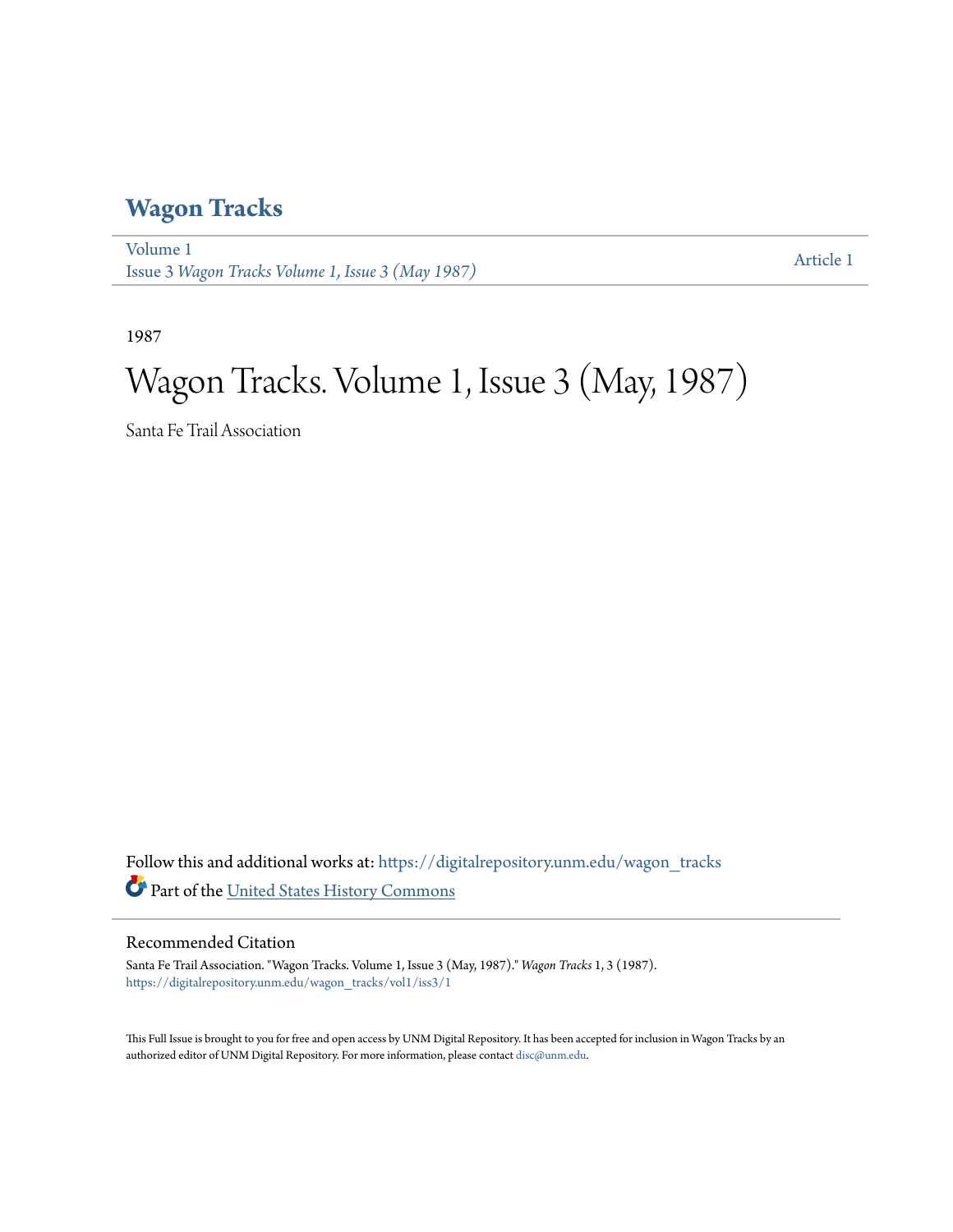# Wagon Tracks

Volume 1
Issue 3 *Wagon Tracks Volume 1, Issue 3 (May 1987)*

Article 1

1987

# Wagon Tracks. Volume 1, Issue 3 (May, 1987)

Santa Fe Trail Association

Follow this and additional works at: https://digitalrepository.unm.edu/wagon_tracks

Part of the United States History Commons

## Recommended Citation

Santa Fe Trail Association. "Wagon Tracks. Volume 1, Issue 3 (May, 1987)." *Wagon Tracks* 1, 3 (1987). https://digitalrepository.unm.edu/wagon_tracks/vol1/iss3/1

This Full Issue is brought to you for free and open access by UNM Digital Repository. It has been accepted for inclusion in Wagon Tracks by an authorized editor of UNM Digital Repository. For more information, please contact disc@unm.edu.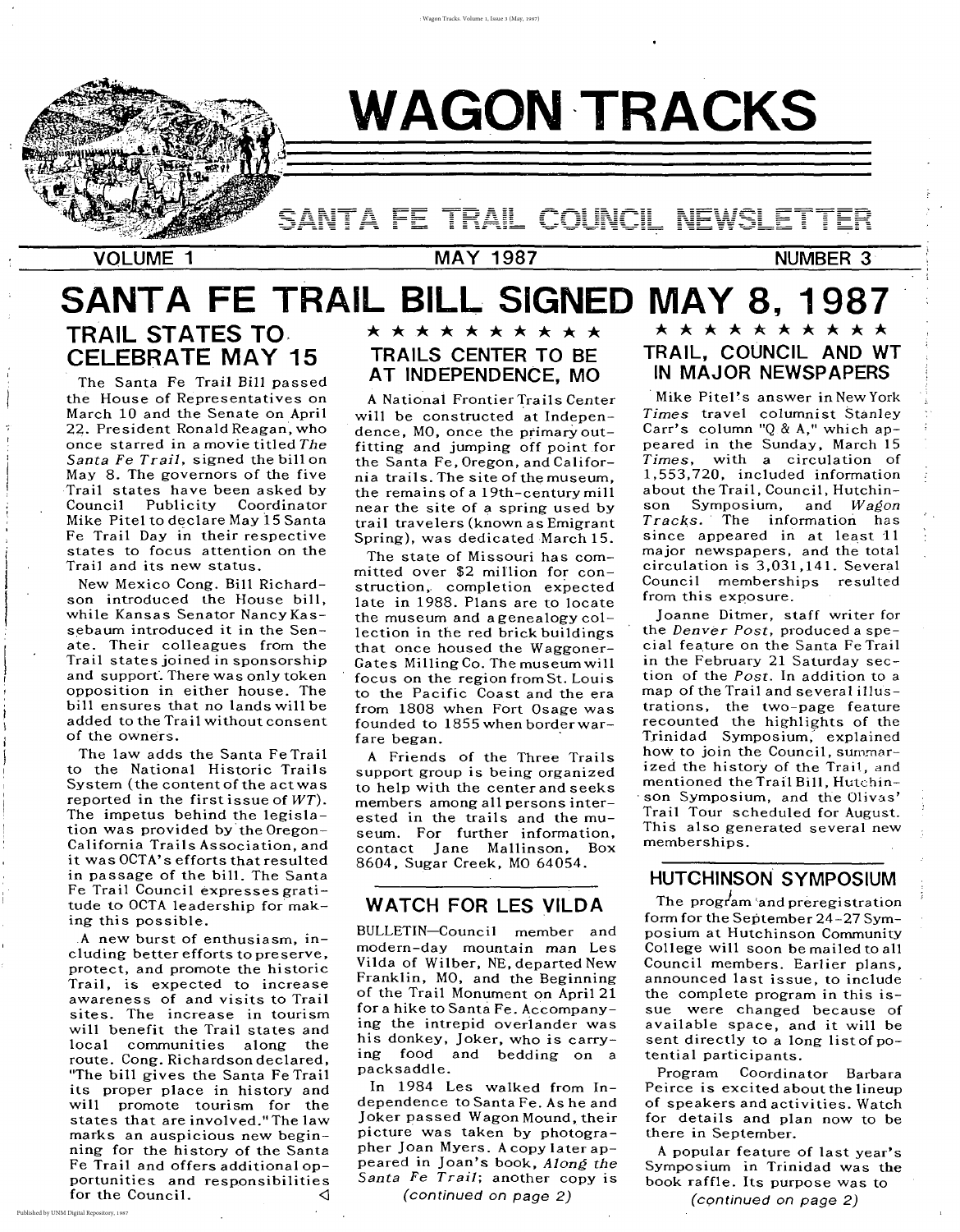# WAGON TRACKS

## SANTA FE TRAIL COUNCIL NEWSLETTER

VOLUME 1 — MAY 1987 — NUMBER 3

# SANTA FE TRAIL BILL SIGNED MAY 8, 1987

## TRAIL STATES TO CELEBRATE MAY 15

The Santa Fe Trail Bill passed the House of Representatives on March 10 and the Senate on April 22. President Ronald Reagan, who once starred in a movie titled *The Santa Fe Trail*, signed the bill on May 8. The governors of the five Trail states have been asked by Council Publicity Coordinator Mike Pitel to declare May 15 Santa Fe Trail Day in their respective states to focus attention on the Trail and its new status.

New Mexico Cong. Bill Richardson introduced the House bill, while Kansas Senator Nancy Kassebaum introduced it in the Senate. Their colleagues from the Trail states joined in sponsorship and support. There was only token opposition in either house. The bill ensures that no lands will be added to the Trail without consent of the owners.

The law adds the Santa Fe Trail to the National Historic Trails System (the content of the act was reported in the first issue of *WT*). The impetus behind the legislation was provided by the Oregon-California Trails Association, and it was OCTA's efforts that resulted in passage of the bill. The Santa Fe Trail Council expresses gratitude to OCTA leadership for making this possible.

A new burst of enthusiasm, including better efforts to preserve, protect, and promote the historic Trail, is expected to increase awareness of and visits to Trail sites. The increase in tourism will benefit the Trail states and local communities along the route. Cong. Richardson declared, "The bill gives the Santa Fe Trail its proper place in history and will promote tourism for the states that are involved." The law marks an auspicious new beginning for the history of the Santa Fe Trail and offers additional opportunities and responsibilities for the Council. ◁

★ ★ ★ ★ ★ ★ ★ ★ ★ ★

## TRAILS CENTER TO BE AT INDEPENDENCE, MO

A National Frontier Trails Center will be constructed at Independence, MO, once the primary outfitting and jumping off point for the Santa Fe, Oregon, and California trails. The site of the museum, the remains of a 19th-century mill near the site of a spring used by trail travelers (known as Emigrant Spring), was dedicated March 15.

The state of Missouri has committed over $2 million for construction, completion expected late in 1988. Plans are to locate the museum and a genealogy collection in the red brick buildings that once housed the Waggoner-Gates Milling Co. The museum will focus on the region from St. Louis to the Pacific Coast and the era from 1808 when Fort Osage was founded to 1855 when border warfare began.

A Friends of the Three Trails support group is being organized to help with the center and seeks members among all persons interested in the trails and the museum. For further information, contact Jane Mallinson, Box 8604, Sugar Creek, MO 64054.

## WATCH FOR LES VILDA

BULLETIN—Council member and modern-day mountain man Les Vilda of Wilber, NE, departed New Franklin, MO, and the Beginning of the Trail Monument on April 21 for a hike to Santa Fe. Accompanying the intrepid overlander was his donkey, Joker, who is carrying food and bedding on a packsaddle.

In 1984 Les walked from Independence to Santa Fe. As he and Joker passed Wagon Mound, their picture was taken by photographer Joan Myers. A copy later appeared in Joan's book, *Along the Santa Fe Trail*; another copy is

*(continued on page 2)*

★ ★ ★ ★ ★ ★ ★ ★ ★ ★

## TRAIL, COUNCIL AND WT IN MAJOR NEWSPAPERS

Mike Pitel's answer in New York *Times* travel columnist Stanley Carr's column "Q & A," which appeared in the Sunday, March 15 *Times*, with a circulation of 1,553,720, included information about the Trail, Council, Hutchinson Symposium, and *Wagon Tracks*. The information has since appeared in at least 11 major newspapers, and the total circulation is 3,031,141. Several Council memberships resulted from this exposure.

Joanne Ditmer, staff writer for the *Denver Post*, produced a special feature on the Santa Fe Trail in the February 21 Saturday section of the *Post*. In addition to a map of the Trail and several illustrations, the two-page feature recounted the highlights of the Trinidad Symposium, explained how to join the Council, summarized the history of the Trail, and mentioned the Trail Bill, Hutchinson Symposium, and the Olivas' Trail Tour scheduled for August. This also generated several new memberships.

## HUTCHINSON SYMPOSIUM

The program and preregistration form for the September 24-27 Symposium at Hutchinson Community College will soon be mailed to all Council members. Earlier plans, announced last issue, to include the complete program in this issue were changed because of available space, and it will be sent directly to a long list of potential participants.

Program Coordinator Barbara Peirce is excited about the lineup of speakers and activities. Watch for details and plan now to be there in September.

A popular feature of last year's Symposium in Trinidad was the book raffle. Its purpose was to

*(continued on page 2)*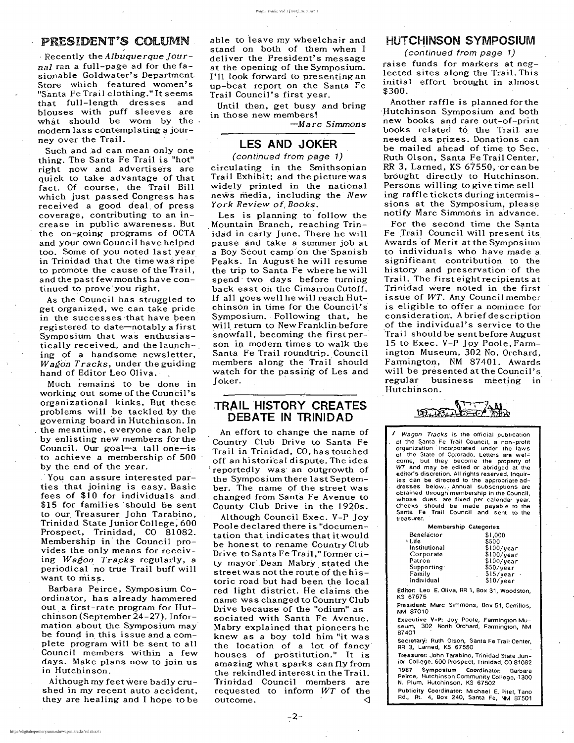## PRESIDENT'S COLUMN

Recently the *Albuquerque Journal* ran a full-page ad for the fasionable Goldwater's Department Store which featured women's "Santa Fe Trail clothing." It seems that full-length dresses and blouses with puff sleeves are what should be worn by the modern lass contemplating a journey over the Trail.

Such and ad can mean only one thing. The Santa Fe Trail is "hot" right now and advertisers are quick to take advantage of that fact. Of course, the Trail Bill which just passed Congress has received a good deal of press coverage, contributing to an increase in public awareness. But the on-going programs of OCTA and your own Council have helped too. Some of you noted last year in Trinidad that the time was ripe to promote the cause of the Trail, and the past few months have continued to prove you right.

As the Council has struggled to get organized, we can take pride in the successes that have been registered to date—notably a first Symposium that was enthusiastically received, and the launching of a handsome newsletter, *Wagon Tracks*, under the guiding hand of Editor Leo Oliva.

Much remains to be done in working out some of the Council's organizational kinks. But these problems will be tackled by the governing board in Hutchinson. In the meantime, everyone can help by enlisting new members for the Council. Our goal—a tall one—is to achieve a membership of 500 by the end of the year.

You can assure interested parties that joining is easy. Basic fees of $10 for individuals and $15 for families should be sent to our Treasurer John Tarabino, Trinidad State Junior College, 600 Prospect, Trinidad, CO 81082. Membership in the Council provides the only means for receiving *Wagon Tracks* regularly, a periodical no true Trail buff will want to miss.

Barbara Peirce, Symposium Coordinator, has already hammered out a first-rate program for Hutchinson (September 24-27). Information about the Symposium may be found in this issue and a complete program will be sent to all Council members within a few days. Make plans now to join us in Hutchinson.

Although my feet were badly crushed in my recent auto accident, they are healing and I hope to be able to leave my wheelchair and stand on both of them when I deliver the President's message at the opening of the Symposium. I'll look forward to presenting an up-beat report on the Santa Fe Trail Council's first year.

Until then, get busy and bring in those new members!

—*Marc Simmons*

## LES AND JOKER

*(continued from page 1)*

circulating in the Smithsonian Trail Exhibit; and the picture was widely printed in the national news media, including the *New York Review of Books*.

Les is planning to follow the Mountain Branch, reaching Trinidad in early June. There he will pause and take a summer job at a Boy Scout camp on the Spanish Peaks. In August he will resume the trip to Santa Fe where he will spend two days before turning back east on the Cimarron Cutoff. If all goes well he will reach Hutchinson in time for the Council's Symposium. Following that, he will return to New Franklin before snowfall, becoming the first person in modern times to walk the Santa Fe Trail roundtrip. Council members along the Trail should watch for the passing of Les and Joker.

## TRAIL HISTORY CREATES DEBATE IN TRINIDAD

An effort to change the name of Country Club Drive to Santa Fe Trail in Trinidad, CO, has touched off an historical dispute. The idea reportedly was an outgrowth of the Symposium there last September. The name of the street was changed from Santa Fe Avenue to County Club Drive in the 1920s.

Although Council Exec. V-P Joy Poole declared there is "documentation that indicates that it would be honest to rename Country Club Drive to Santa Fe Trail," former city mayor Dean Mabry stated the street was not the route of the historic road but had been the local red light district. He claims the name was changed to Country Club Drive because of the "odium" associated with Santa Fe Avenue. Mabry explained that pioneers he knew as a boy told him "it was the location of a lot of fancy houses of prostitution." It is amazing what sparks can fly from the rekindled interest in the Trail. Trinidad Council members are requested to inform *WT* of the outcome.

## HUTCHINSON SYMPOSIUM

*(continued from page 1)*

raise funds for markers at neglected sites along the Trail. This initial effort brought in almost $300.

Another raffle is planned for the Hutchinson Symposium and both new books and rare out-of-print books related to the Trail are needed as prizes. Donations can be mailed ahead of time to Sec. Ruth Olson, Santa Fe Trail Center, RR 3, Larned, KS 67550, or can be brought directly to Hutchinson. Persons willing to give time selling raffle tickets during intermissions at the Symposium, please notify Marc Simmons in advance.

For the second time the Santa Fe Trail Council will present its Awards of Merit at the Symposium to individuals who have made a significant contribution to the history and preservation of the Trail. The first eight recipients at Trinidad were noted in the first issue of *WT*. Any Council member is eligible to offer a nominee for consideration. A brief description of the individual's service to the Trail should be sent before August 15 to Exec. V-P Joy Poole, Farmington Museum, 302 No. Orchard, Farmington, NM 87401. Awards will be presented at the Council's regular business meeting in Hutchinson.

---

*Wagon Tracks* is the official publication of the Santa Fe Trail Council, a non-profit organization incorporated under the laws of the State of Colorado. Letters are welcome, but they become the property of *WT* and may be edited or abridged at the editor's discretion. All rights reserved. Inquiries can be directed to the appropriate addresses below. Annual subscriptions are obtained through membership in the Council, whose dues are fixed per calendar year. Checks should be made payable to the Santa Fe Trail Council and sent to the treasurer.

**Membership Categories**

| | |
|---|---|
| Benefactor | $1,000 |
| Life | $500 |
| Institutional | $100/year |
| Corporate | $100/year |
| Patron | $100/year |
| Supporting | $50/year |
| Family | $15/year |
| Individual | $10/year |

**Editor:** Leo E. Oliva, RR 1, Box 31, Woodston, KS 67675

**President:** Marc Simmons, Box 51, Cerrillos, NM 87010

**Executive V-P:** Joy Poole, Farmington Museum, 302 North Orchard, Farmington, NM 87401

**Secretary:** Ruth Olson, Santa Fe Trail Center, RR 3, Larned, KS 67550

**Treasurer:** John Tarabino, Trinidad State Junior College, 600 Prospect, Trinidad, CO 81082

**1987 Symposium Coordinator:** Barbara Peirce, Hutchinson Community College, 1300 N. Plum, Hutchinson, KS 67502

**Publicity Coordinator:** Michael E. Pitel, Tano Rd., Rt. 4, Box 240, Santa Fe, NM 87501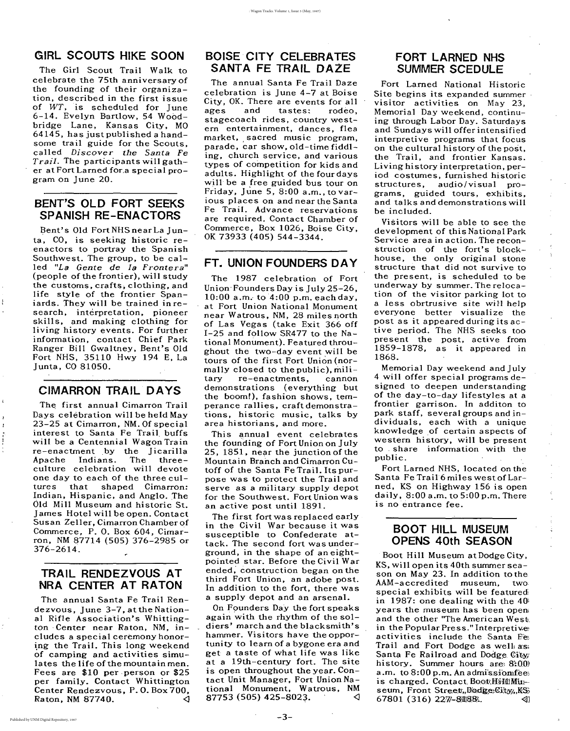## GIRL SCOUTS HIKE SOON

The Girl Scout Trail Walk to celebrate the 75th anniversary of the founding of their organization, described in the first issue of *WT*, is scheduled for June 6-14. Evelyn Bartlow, 54 Woodbridge Lane, Kansas City, MO 64145, has just published a handsome trail guide for the Scouts, called *Discover the Santa Fe Trail*. The participants will gather at Fort Larned for a special program on June 20.

## BENT'S OLD FORT SEEKS SPANISH RE-ENACTORS

Bent's Old Fort NHS near La Junta, CO, is seeking historic re-enactors to portray the Spanish Southwest. The group, to be called *"La Gente de la Frontera"* (people of the frontier), will study the customs, crafts, clothing, and life style of the frontier Spaniards. They will be trained in research, interpretation, pioneer skills, and making clothing for living history events. For further information, contact Chief Park Ranger Bill Gwaltney, Bent's Old Fort NHS, 35110 Hwy 194 E, La Junta, CO 81050.

## CIMARRON TRAIL DAYS

The first annual Cimarron Trail Days celebration will be held May 23-25 at Cimarron, NM. Of special interest to Santa Fe Trail buffs will be a Centennial Wagon Train re-enactment by the Jicarilla Apache Indians. The three-culture celebration will devote one day to each of the three cultures that shaped Cimarron: Indian, Hispanic, and Anglo. The Old Mill Museum and historic St. James Hotel will be open. Contact Susan Zeller, Cimarron Chamber of Commerce, P. O. Box 604, Cimarron, NM 87714 (505) 376-2985 or 376-2614.

## TRAIL RENDEZVOUS AT NRA CENTER AT RATON

The annual Santa Fe Trail Rendezvous, June 3-7, at the National Rifle Association's Whittington Center near Raton, NM, includes a special ceremony honoring the Trail. This long weekend of camping and activities simulates the life of the mountain men. Fees are $10 per person or $25 per family. Contact Whittington Center Rendezvous, P. O. Box 700, Raton, NM 87740.

## BOISE CITY CELEBRATES SANTA FE TRAIL DAZE

The annual Santa Fe Trail Daze celebration is June 4-7 at Boise City, OK. There are events for all ages and tastes: rodeo, stagecoach rides, country western entertainment, dances, flea market, sacred music program, parade, car show, old-time fiddling, church service, and various types of competition for kids and adults. Highlight of the four days will be a free guided bus tour on Friday, June 5, 8:00 a.m., to various places on and near the Santa Fe Trail. Advance reservations are required. Contact Chamber of Commerce, Box 1026, Boise City, OK 73933 (405) 544-3344.

## FT. UNION FOUNDERS DAY

The 1987 celebration of Fort Union Founders Day is July 25-26, 10:00 a.m. to 4:00 p.m. each day, at Fort Union National Monument near Watrous, NM, 28 miles north of Las Vegas (take Exit 366 off I-25 and follow SR477 to the National Monument). Featured throughout the two-day event will be tours of the first Fort Union (normally closed to the public), military re-enactments, cannon demonstrations (everything but the boom!), fashion shows, temperance rallies, craft demonstrations, historic music, talks by area historians, and more.

This annual event celebrates the founding of Fort Union on July 25, 1851, near the junction of the Mountain Branch and Cimarron Cutoff of the Santa Fe Trail. Its purpose was to protect the Trail and serve as a military supply depot for the Southwest. Fort Union was an active post until 1891.

The first fort was replaced early in the Civil War because it was susceptible to Confederate attack. The second fort was underground, in the shape of an eight-pointed star. Before the Civil War ended, construction began on the third Fort Union, an adobe post. In addition to the fort, there was a supply depot and an arsenal.

On Founders Day the fort speaks again with the rhythm of the soldiers' march and the blacksmith's hammer. Visitors have the opportunity to learn of a bygone era and get a taste of what life was like at a 19th-century fort. The site is open throughout the year. Contact Unit Manager, Fort Union National Monument, Watrous, NM 87753 (505) 425-8023.

## FORT LARNED NHS SUMMER SCEDULE

Fort Larned National Historic Site begins its expanded summer visitor activities on May 23, Memorial Day weekend, continuing through Labor Day. Saturdays and Sundays will offer intensified interpretive programs that focus on the cultural history of the post, the Trail, and frontier Kansas. Living history interpretation, period costumes, furnished historic structures, audio/visual programs, guided tours, exhibits, and talks and demonstrations will be included.

Visitors will be able to see the development of this National Park Service area in action. The reconstruction of the fort's blockhouse, the only original stone structure that did not survive to the present, is scheduled to be underway by summer. The relocation of the visitor parking lot to a less obrtrusive site will help everyone better visualize the post as it appeared during its active period. The NHS seeks too present the post, active from 1859-1878, as it appeared in 1868.

Memorial Day weekend and July 4 will offer special programs designed to deepen understanding of the day-to-day lifestyles at a frontier garrison. In additon to park staff, several groups and individuals, each with a unique knowledge of certain aspects of western history, will be present to share information with the public.

Fort Larned NHS, located on the Santa Fe Trail 6 miles west of Larned, KS on Highway 156 is open daily, 8:00 a.m. to 5:00 p.m. There is no entrance fee.

## BOOT HILL MUSEUM OPENS 40th SEASON

Boot Hill Museum at Dodge City, KS, will open its 40th summer season on May 23. In addition to the AAM-accredited museum, two special exhibits will be featured in 1987: one dealing with the 40 years the museum has been open and the other "The American West in the Popular Press." Interpretive activities include the Santa Fe Trail and Fort Dodge as well as Santa Fe Railroad and Dodge City history. Summer hours are 8:00 a.m. to 8:00 p.m. An admission fee is charged. Contact Boot Hill Museum, Front Street, Dodge City, KS 67801 (316) 227-8188.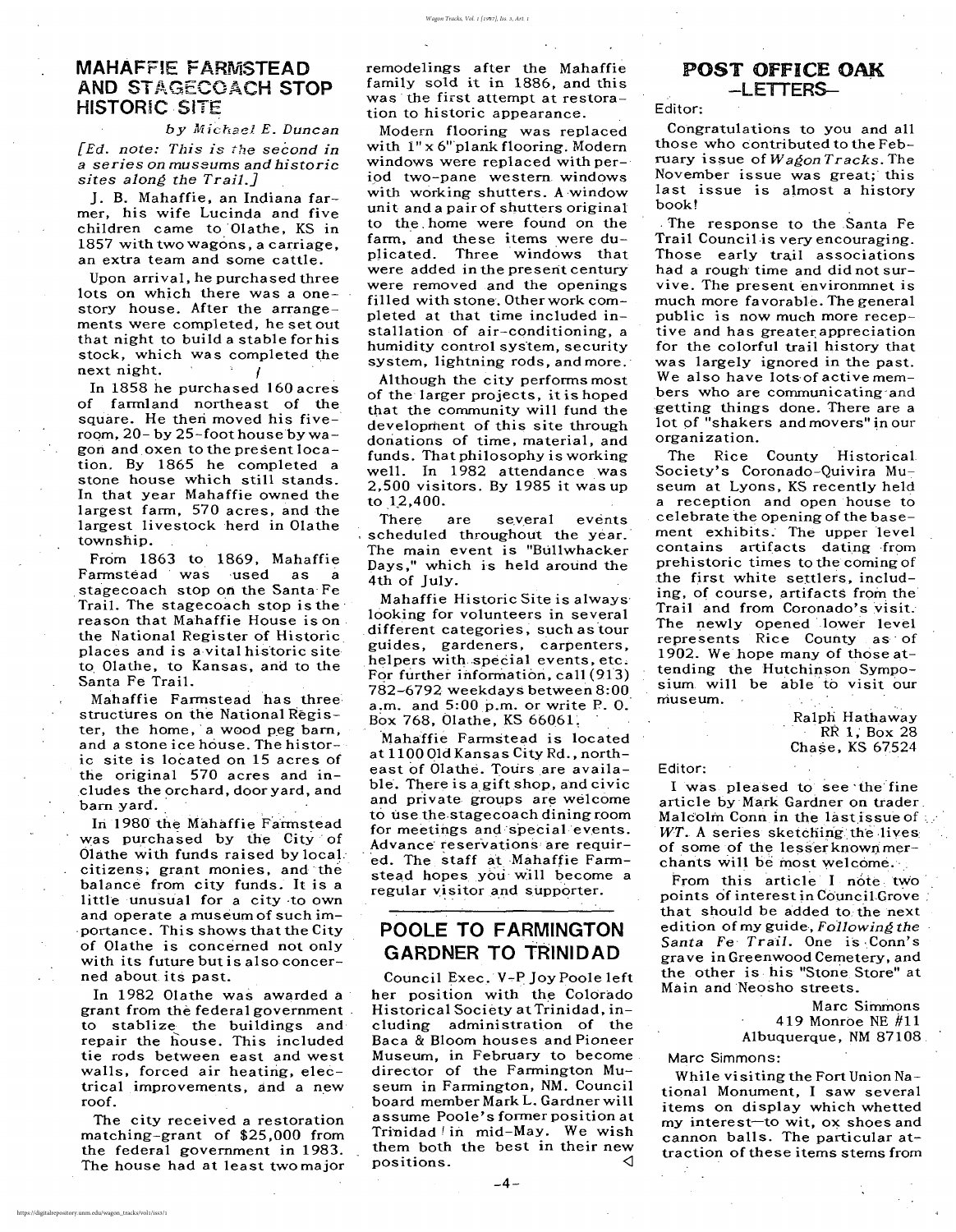## MAHAFFIE FARMSTEAD AND STAGECOACH STOP HISTORIC SITE

*by Michael E. Duncan*

*[Ed. note: This is the second in a series on museums and historic sites along the Trail.]*

J. B. Mahaffie, an Indiana farmer, his wife Lucinda and five children came to Olathe, KS in 1857 with two wagons, a carriage, an extra team and some cattle.

Upon arrival, he purchased three lots on which there was a one-story house. After the arrangements were completed, he set out that night to build a stable for his stock, which was completed the next night.

In 1858 he purchased 160 acres of farmland northeast of the square. He then moved his five-room, 20- by 25-foot house by wagon and oxen to the present location. By 1865 he completed a stone house which still stands. In that year Mahaffie owned the largest farm, 570 acres, and the largest livestock herd in Olathe township.

From 1863 to 1869, Mahaffie Farmstead was used as a stagecoach stop on the Santa Fe Trail. The stagecoach stop is the reason that Mahaffie House is on the National Register of Historic places and is a vital historic site to Olathe, to Kansas, and to the Santa Fe Trail.

Mahaffie Farmstead has three structures on the National Register, the home, a wood peg barn, and a stone ice house. The historic site is located on 15 acres of the original 570 acres and includes the orchard, dooryard, and barn yard.

In 1980 the Mahaffie Farmstead was purchased by the City of Olathe with funds raised by local citizens, grant monies, and the balance from city funds. It is a little unusual for a city to own and operate a museum of such importance. This shows that the City of Olathe is concerned not only with its future but is also concerned about its past.

In 1982 Olathe was awarded a grant from the federal government to stablize the buildings and repair the house. This included tie rods between east and west walls, forced air heating, electrical improvements, and a new roof.

The city received a restoration matching-grant of $25,000 from the federal government in 1983. The house had at least two major remodelings after the Mahaffie family sold it in 1886, and this was the first attempt at restoration to historic appearance.

Modern flooring was replaced with 1" x 6" plank flooring. Modern windows were replaced with period two-pane western windows with working shutters. A window unit and a pair of shutters original to the home were found on the farm, and these items were duplicated. Three windows that were added in the present century were removed and the openings filled with stone. Other work completed at that time included installation of air-conditioning, a humidity control system, security system, lightning rods, and more.

Although the city performs most of the larger projects, it is hoped that the community will fund the development of this site through donations of time, material, and funds. That philosophy is working well. In 1982 attendance was 2,500 visitors. By 1985 it was up to 12,400.

There are several events scheduled throughout the year. The main event is "Bullwhacker Days," which is held around the 4th of July.

Mahaffie Historic Site is always looking for volunteers in several different categories, such as tour guides, gardeners, carpenters, helpers with special events, etc. For further information, call (913) 782-6792 weekdays between 8:00 a.m. and 5:00 p.m. or write P. O. Box 768, Olathe, KS 66061.

Mahaffie Farmstead is located at 1100 Old Kansas City Rd., northeast of Olathe. Tours are available. There is a gift shop, and civic and private groups are welcome to use the stagecoach dining room for meetings and special events. Advance reservations are required. The staff at Mahaffie Farmstead hopes you will become a regular visitor and supporter.

## POOLE TO FARMINGTON GARDNER TO TRINIDAD

Council Exec. V-P Joy Poole left her position with the Colorado Historical Society at Trinidad, including administration of the Baca & Bloom houses and Pioneer Museum, in February to become director of the Farmington Museum in Farmington, NM. Council board member Mark L. Gardner will assume Poole's former position at Trinidad in mid-May. We wish them both the best in their new positions. ◁

## POST OFFICE OAK —LETTERS—

Editor:

Congratulations to you and all those who contributed to the February issue of *Wagon Tracks*. The November issue was great; this last issue is almost a history book!

The response to the Santa Fe Trail Council is very encouraging. Those early trail associations had a rough time and did not survive. The present environmnet is much more favorable. The general public is now much more receptive and has greater appreciation for the colorful trail history that was largely ignored in the past. We also have lots of active members who are communicating and getting things done. There are a lot of "shakers and movers" in our organization.

The Rice County Historical Society's Coronado-Quivira Museum at Lyons, KS recently held a reception and open house to celebrate the opening of the basement exhibits. The upper level contains artifacts dating from prehistoric times to the coming of the first white settlers, including, of course, artifacts from the Trail and from Coronado's visit. The newly opened lower level represents Rice County as of 1902. We hope many of those attending the Hutchinson Symposium will be able to visit our museum.

Ralph Hathaway
RR 1, Box 28
Chase, KS 67524

Editor:

I was pleased to see the fine article by Mark Gardner on trader Malcolm Conn in the last issue of *WT*. A series sketching the lives of some of the lesser known merchants will be most welcome.

From this article I note two points of interest in Council Grove that should be added to the next edition of my guide, *Following the Santa Fe Trail*. One is Conn's grave in Greenwood Cemetery, and the other is his "Stone Store" at Main and Neosho streets.

Marc Simmons
419 Monroe NE #11
Albuquerque, NM 87108

Marc Simmons:

While visiting the Fort Union National Monument, I saw several items on display which whetted my interest—to wit, ox shoes and cannon balls. The particular attraction of these items stems from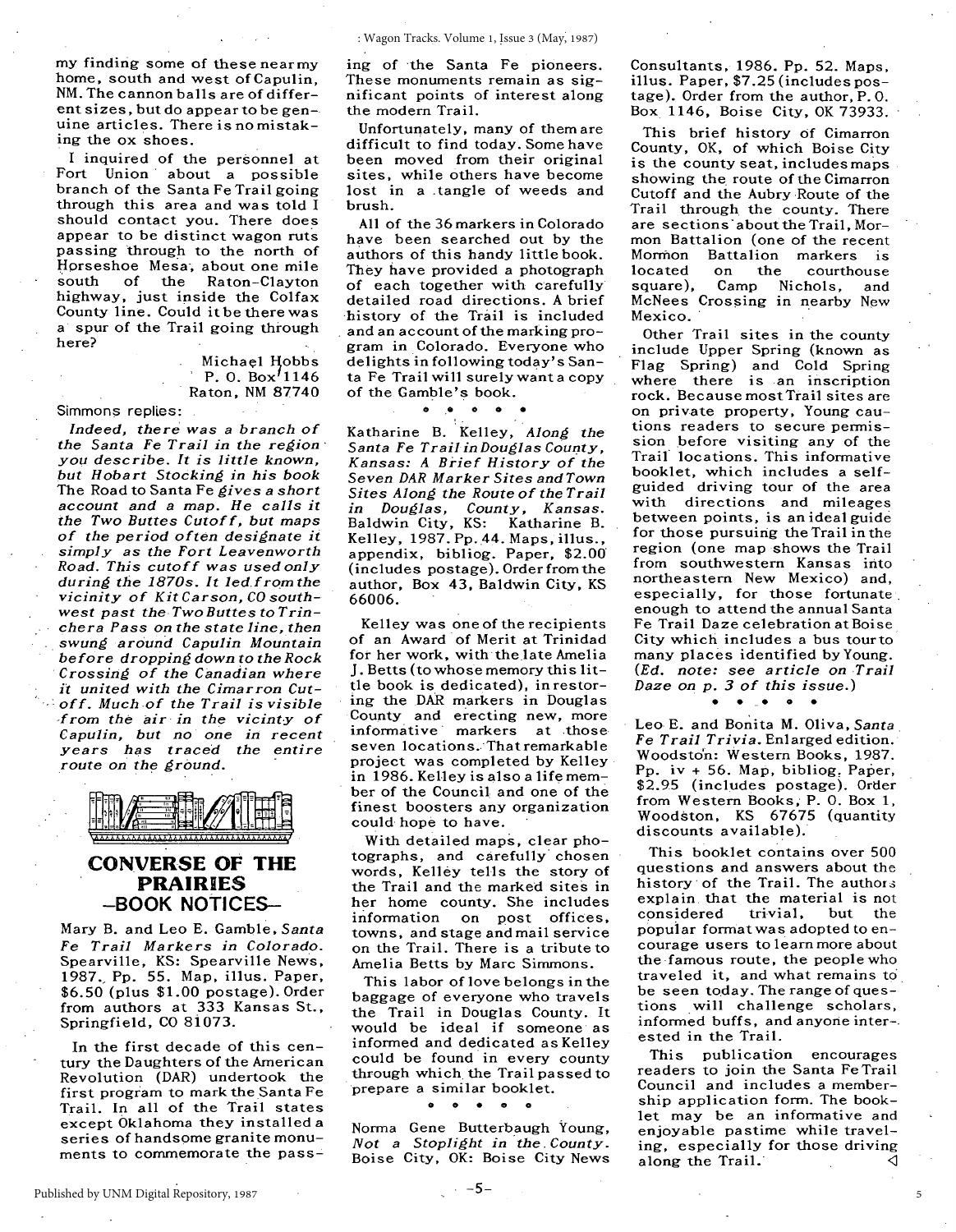my finding some of these near my home, south and west of Capulin, NM. The cannon balls are of different sizes, but do appear to be genuine articles. There is no mistaking the ox shoes.

I inquired of the personnel at Fort Union about a possible branch of the Santa Fe Trail going through this area and was told I should contact you. There does appear to be distinct wagon ruts passing through to the north of Horseshoe Mesa, about one mile south of the Raton-Clayton highway, just inside the Colfax County line. Could it be there was a spur of the Trail going through here?

Michael Hobbs
P. O. Box 1146
Raton, NM 87740

Simmons replies:

*Indeed, there was a branch of the Santa Fe Trail in the region you describe. It is little known, but Hobart Stocking in his book* The Road to Santa Fe *gives a short account and a map. He calls it the Two Buttes Cutoff, but maps of the period often designate it simply as the Fort Leavenworth Road. This cutoff was used only during the 1870s. It led from the vicinity of Kit Carson, CO southwest past the Two Buttes to Trinchera Pass on the state line, then swung around Capulin Mountain before dropping down to the Rock Crossing of the Canadian where it united with the Cimarron Cutoff. Much of the Trail is visible from the air in the vicinty of Capulin, but no one in recent years has traced the entire route on the ground.*

## CONVERSE OF THE PRAIRIES —BOOK NOTICES—

Mary B. and Leo E. Gamble, *Santa Fe Trail Markers in Colorado*. Spearville, KS: Spearville News, 1987. Pp. 55. Map, illus. Paper, $6.50 (plus $1.00 postage). Order from authors at 333 Kansas St., Springfield, CO 81073.

In the first decade of this century the Daughters of the American Revolution (DAR) undertook the first program to mark the Santa Fe Trail. In all of the Trail states except Oklahoma they installed a series of handsome granite monuments to commemorate the passing of the Santa Fe pioneers. These monuments remain as significant points of interest along the modern Trail.

Unfortunately, many of them are difficult to find today. Some have been moved from their original sites, while others have become lost in a tangle of weeds and brush.

All of the 36 markers in Colorado have been searched out by the authors of this handy little book. They have provided a photograph of each together with carefully detailed road directions. A brief history of the Trail is included and an account of the marking program in Colorado. Everyone who delights in following today's Santa Fe Trail will surely want a copy of the Gamble's book.

• • • • •

Katharine B. Kelley, *Along the Santa Fe Trail in Douglas County, Kansas: A Brief History of the Seven DAR Marker Sites and Town Sites Along the Route of the Trail in Douglas, County, Kansas*. Baldwin City, KS: Katharine B. Kelley, 1987. Pp. 44. Maps, illus., appendix, bibliog. Paper, $2.00 (includes postage). Order from the author, Box 43, Baldwin City, KS 66006.

Kelley was one of the recipients of an Award of Merit at Trinidad for her work, with the late Amelia J. Betts (to whose memory this little book is dedicated), in restoring the DAR markers in Douglas County and erecting new, more informative markers at those seven locations. That remarkable project was completed by Kelley in 1986. Kelley is also a life member of the Council and one of the finest boosters any organization could hope to have.

With detailed maps, clear photographs, and carefully chosen words, Kelley tells the story of the Trail and the marked sites in her home county. She includes information on post offices, towns, and stage and mail service on the Trail. There is a tribute to Amelia Betts by Marc Simmons.

This labor of love belongs in the baggage of everyone who travels the Trail in Douglas County. It would be ideal if someone as informed and dedicated as Kelley could be found in every county through which the Trail passed to prepare a similar booklet.

• • • • •

Norma Gene Butterbaugh Young, *Not a Stoplight in the County*. Boise City, OK: Boise City News Consultants, 1986. Pp. 52. Maps, illus. Paper, $7.25 (includes postage). Order from the author, P. O. Box 1146, Boise City, OK 73933.

This brief history of Cimarron County, OK, of which Boise City is the county seat, includes maps showing the route of the Cimarron Cutoff and the Aubry Route of the Trail through the county. There are sections about the Trail, Mormon Battalion (one of the recent Mormon Battalion markers is located on the courthouse square), Camp Nichols, and McNees Crossing in nearby New Mexico.

Other Trail sites in the county include Upper Spring (known as Flag Spring) and Cold Spring where there is an inscription rock. Because most Trail sites are on private property, Young cautions readers to secure permission before visiting any of the Trail locations. This informative booklet, which includes a self-guided driving tour of the area with directions and mileages between points, is an ideal guide for those pursuing the Trail in the region (one map shows the Trail from southwestern Kansas into northeastern New Mexico) and, especially, for those fortunate enough to attend the annual Santa Fe Trail Daze celebration at Boise City which includes a bus tour to many places identified by Young. (*Ed. note: see article on Trail Daze on p. 3 of this issue.*)

• • • • •

Leo E. and Bonita M. Oliva, *Santa Fe Trail Trivia*. Enlarged edition. Woodston: Western Books, 1987. Pp. iv + 56. Map, bibliog. Paper, $2.95 (includes postage). Order from Western Books, P. O. Box 1, Woodston, KS 67675 (quantity discounts available).

This booklet contains over 500 questions and answers about the history of the Trail. The authors explain that the material is not considered trivial, but the popular format was adopted to encourage users to learn more about the famous route, the people who traveled it, and what remains to be seen today. The range of questions will challenge scholars, informed buffs, and anyone interested in the Trail.

This publication encourages readers to join the Santa Fe Trail Council and includes a membership application form. The booklet may be an informative and enjoyable pastime while traveling, especially for those driving along the Trail. ◁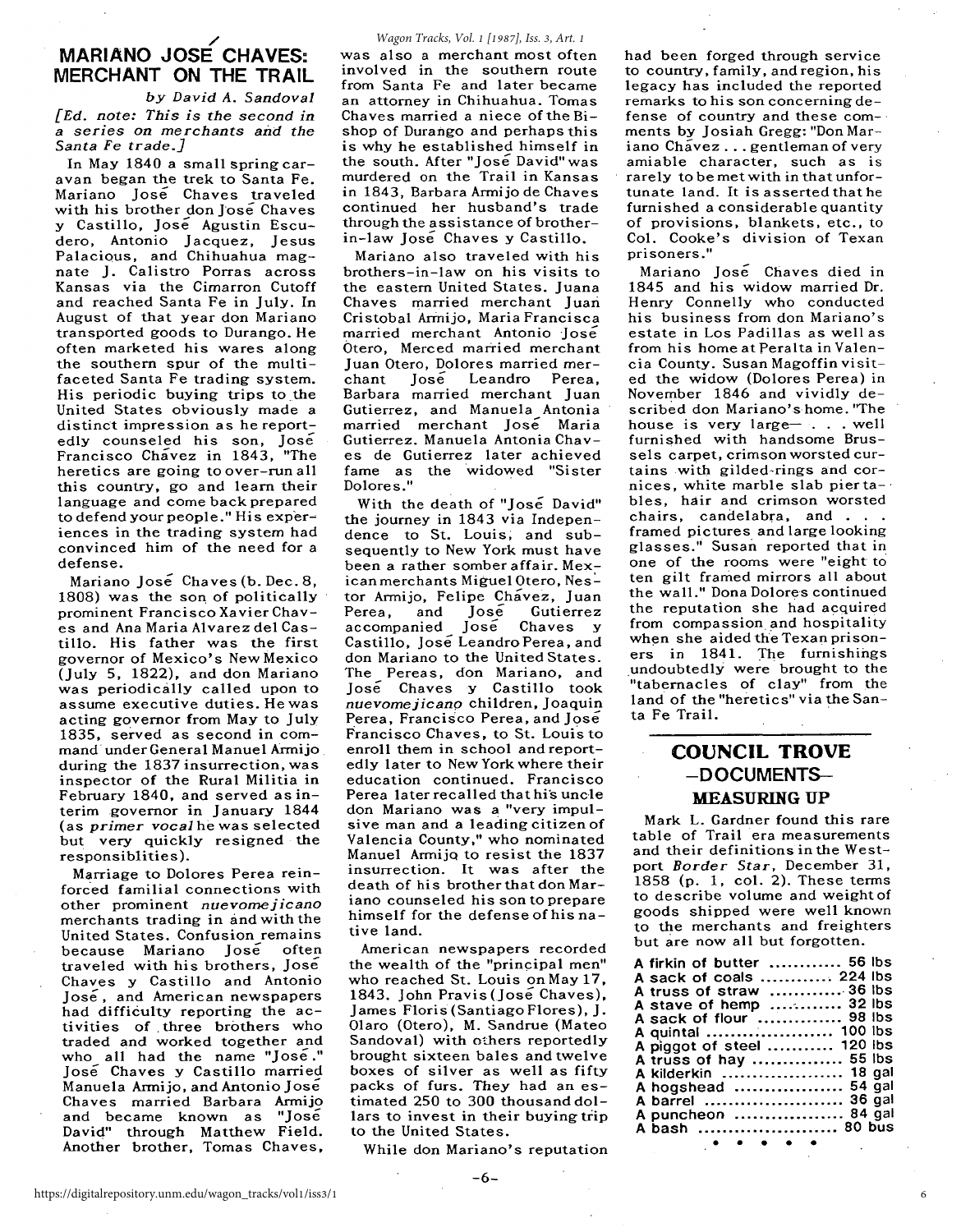## MARIANO JOSÉ CHAVES: MERCHANT ON THE TRAIL

*by David A. Sandoval*

*[Ed. note: This is the second in a series on merchants and the Santa Fe trade.]*

In May 1840 a small spring caravan began the trek to Santa Fe. Mariano José Chaves traveled with his brother don José Chaves y Castillo, José Agustin Escudero, Antonio Jacquez, Jesus Palacious, and Chihuahua magnate J. Calistro Porras across Kansas via the Cimarron Cutoff and reached Santa Fe in July. In August of that year don Mariano transported goods to Durango. He often marketed his wares along the southern spur of the multifaceted Santa Fe trading system. His periodic buying trips to the United States obviously made a distinct impression as he reportedly counseled his son, José Francisco Chávez in 1843, "The heretics are going to over-run all this country, go and learn their language and come back prepared to defend your people." His experiences in the trading system had convinced him of the need for a defense.

Mariano José Chaves (b. Dec. 8, 1808) was the son of politically prominent Francisco Xavier Chaves and Ana Maria Alvarez del Castillo. His father was the first governor of Mexico's New Mexico (July 5, 1822), and don Mariano was periodically called upon to assume executive duties. He was acting governor from May to July 1835, served as second in command under General Manuel Armijo during the 1837 insurrection, was inspector of the Rural Militia in February 1840, and served as interim governor in January 1844 (as *primer vocal* he was selected but very quickly resigned the responsiblities).

Marriage to Dolores Perea reinforced familial connections with other prominent *nuevomejicano* merchants trading in and with the United States. Confusion remains because Mariano José often traveled with his brothers, José Chaves y Castillo and Antonio José, and American newspapers had difficulty reporting the activities of three brothers who traded and worked together and who all had the name "José." José Chaves y Castillo married Manuela Armijo, and Antonio José Chaves married Barbara Armijo and became known as "José David" through Matthew Field. Another brother, Tomas Chaves, was also a merchant most often involved in the southern route from Santa Fe and later became an attorney in Chihuahua. Tomas Chaves married a niece of the Bishop of Durango and perhaps this is why he established himself in the south. After "José David" was murdered on the Trail in Kansas in 1843, Barbara Armijo de Chaves continued her husband's trade through the assistance of brother-in-law José Chaves y Castillo.

Mariano also traveled with his brothers-in-law on his visits to the eastern United States. Juana Chaves married merchant Juan Cristobal Armijo, Maria Francisca married merchant Antonio José Otero, Merced married merchant Juan Otero, Dolores married merchant José Leandro Perea, Barbara married merchant Juan Gutierrez, and Manuela Antonia married merchant José Maria Gutierrez. Manuela Antonia Chaves de Gutierrez later achieved fame as the widowed "Sister Dolores."

With the death of "José David" the journey in 1843 via Independence to St. Louis, and subsequently to New York must have been a rather somber affair. Mexican merchants Miguel Otero, Nestor Armijo, Felipe Chávez, Juan Perea, and José Gutierrez accompanied José Chaves y Castillo, José Leandro Perea, and don Mariano to the United States. The Pereas, don Mariano, and José Chaves y Castillo took *nuevomejicano* children, Joaquin Perea, Francisco Perea, and José Francisco Chaves, to St. Louis to enroll them in school and reportedly later to New York where their education continued. Francisco Perea later recalled that his uncle don Mariano was a "very impulsive man and a leading citizen of Valencia County," who nominated Manuel Armijo to resist the 1837 insurrection. It was after the death of his brother that don Mariano counseled his son to prepare himself for the defense of his native land.

American newspapers recorded the wealth of the "principal men" who reached St. Louis on May 17, 1843. John Pravis (José Chaves), James Floris (Santiago Flores), J. Olaro (Otero), M. Sandrue (Mateo Sandoval) with others reportedly brought sixteen bales and twelve boxes of silver as well as fifty packs of furs. They had an estimated 250 to 300 thousand dollars to invest in their buying trip to the United States.

While don Mariano's reputation had been forged through service to country, family, and region, his legacy has included the reported remarks to his son concerning defense of country and these comments by Josiah Gregg: "Don Mariano Chávez . . . gentleman of very amiable character, such as is rarely to be met with in that unfortunate land. It is asserted that he furnished a considerable quantity of provisions, blankets, etc., to Col. Cooke's division of Texan prisoners."

Mariano José Chaves died in 1845 and his widow married Dr. Henry Connelly who conducted his business from don Mariano's estate in Los Padillas as well as from his home at Peralta in Valencia County. Susan Magoffin visited the widow (Dolores Perea) in November 1846 and vividly described don Mariano's home. "The house is very large— . . . well furnished with handsome Brussels carpet, crimson worsted curtains with gilded-rings and cornices, white marble slab pier tables, hair and crimson worsted chairs, candelabra, and . . . framed pictures and large looking glasses." Susan reported that in one of the rooms were "eight to ten gilt framed mirrors all about the wall." Dona Dolores continued the reputation she had acquired from compassion and hospitality when she aided the Texan prisoners in 1841. The furnishings undoubtedly were brought to the "tabernacles of clay" from the land of the "heretics" via the Santa Fe Trail.

## COUNCIL TROVE —DOCUMENTS—

### MEASURING UP

Mark L. Gardner found this rare table of Trail era measurements and their definitions in the Westport *Border Star*, December 31, 1858 (p. 1, col. 2). These terms to describe volume and weight of goods shipped were well known to the merchants and freighters but are now all but forgotten.

| | |
|---|---|
| A firkin of butter | 56 lbs |
| A sack of coals | 224 lbs |
| A truss of straw | 36 lbs |
| A stave of hemp | 32 lbs |
| A sack of flour | 98 lbs |
| A quintal | 100 lbs |
| A piggot of steel | 120 lbs |
| A truss of hay | 55 lbs |
| A kilderkin | 18 gal |
| A hogshead | 54 gal |
| A barrel | 36 gal |
| A puncheon | 84 gal |
| A bash | 80 bus |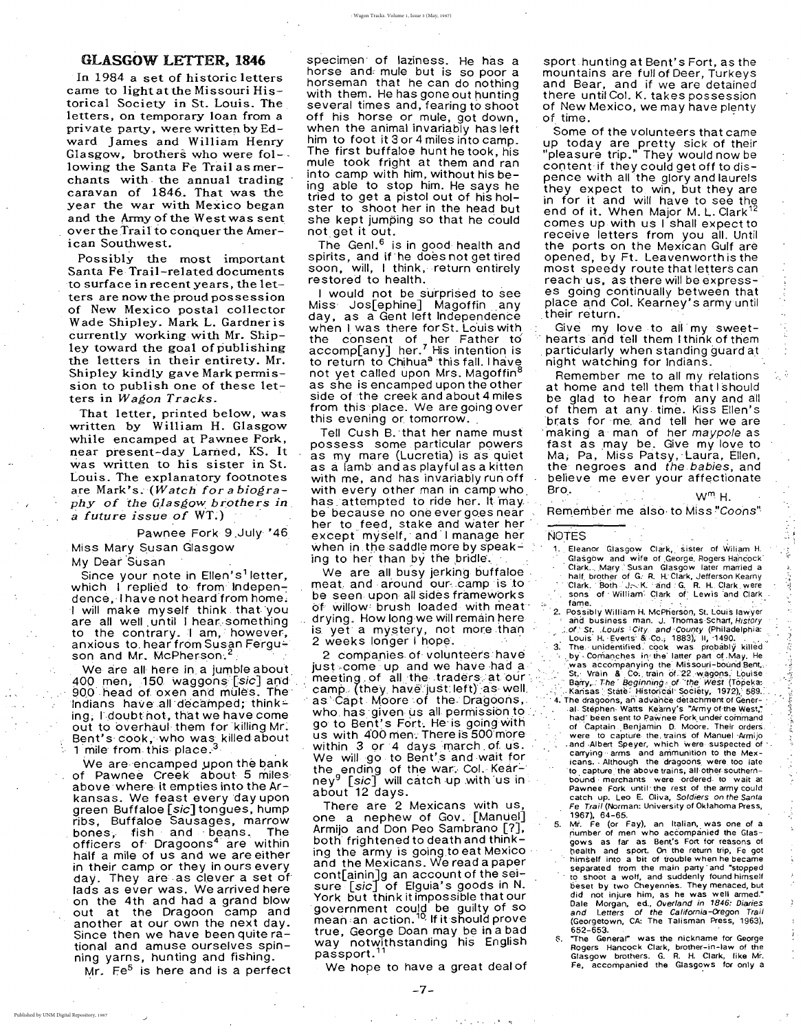## GLASGOW LETTER, 1846

In 1984 a set of historic letters came to light at the Missouri Historical Society in St. Louis. The letters, on temporary loan from a private party, were written by Edward James and William Henry Glasgow, brothers who were following the Santa Fe Trail as merchants with the annual trading caravan of 1846. That was the year the war with Mexico began and the Army of the West was sent over the Trail to conquer the American Southwest.

Possibly the most important Santa Fe Trail-related documents to surface in recent years, the letters are now the proud possession of New Mexico postal collector Wade Shipley. Mark L. Gardner is currently working with Mr. Shipley toward the goal of publishing the letters in their entirety. Mr. Shipley kindly gave Mark permission to publish one of these letters in *Wagon Tracks*.

That letter, printed below, was written by William H. Glasgow while encamped at Pawnee Fork, near present-day Larned, KS. It was written to his sister in St. Louis. The explanatory footnotes are Mark's. (*Watch for a biography of the Glasgow brothers in a future issue of WT.*)

Pawnee Fork 9 July '46

Miss Mary Susan Glasgow

My Dear Susan

Since your note in Ellen's[1] letter, which I replied to from Independence, I have not heard from home. I will make myself think that you are all well until I hear something to the contrary. I am, however, anxious to hear from Susan Ferguson and Mr. McPherson.[2]

We are all here in a jumble about 400 men, 150 waggons [*sic*] and 900 head of oxen and mules. The Indians have all decamped; thinking, I doubt not, that we have come out to overhaul them for killing Mr. Bent's cook, who was killed about 1 mile from this place.[3]

We are encamped upon the bank of Pawnee Creek about 5 miles above where it empties into the Arkansas. We feast every day upon green Buffaloe [*sic*] tongues, hump ribs, Buffaloe Sausages, marrow bones, fish and beans. The officers of Dragoons[4] are within half a mile of us and we are either in their camp or they in ours every day. They are as clever a set of lads as ever was. We arrived here on the 4th and had a grand blow out at the Dragoon camp and another at our own the next day. Since then we have been quite rational and amuse ourselves spinning yarns, hunting and fishing.

Mr. Fe[5] is here and is a perfect specimen of laziness. He has a horse and mule but is so poor a horseman that he can do nothing with them. He has gone out hunting several times and, fearing to shoot off his horse or mule, got down, when the animal invariably has left him to foot it 3 or 4 miles into camp. The first buffaloe hunt he took, his mule took fright at them and ran into camp with him, without his being able to stop him. He says he tried to get a pistol out of his holster to shoot her in the head but she kept jumping so that he could not get it out.

The Genl.[6] is in good health and spirits, and if he does not get tired soon, will, I think, return entirely restored to health.

I would not be surprised to see Miss Jos[ephine] Magoffin any day, as a Gent left Independence when I was there for St. Louis with the consent of her Father to accomp[any] her.[7] His intention is to return to Chihua[a] this fall. I have not yet called upon Mrs. Magoffin[8] as she is encamped upon the other side of the creek and about 4 miles from this place. We are going over this evening or tomorrow.

Tell Cush B. that her name must possess some particular powers as my mare (Lucretia) is as quiet as a lamb and as playful as a kitten with me, and has invariably run off with every other man in camp who has attempted to ride her. It may be because no one ever goes near her to feed, stake and water her except myself, and I manage her when in the saddle more by speaking to her than by the bridle.

We are all busy jerking buffaloe meat and around our camp is to be seen upon all sides frameworks of willow brush loaded with meat drying. How long we will remain here is yet a mystery, not more than 2 weeks longer I hope.

2 companies of volunteers have just come up and we have had a meeting of all the traders at our camp (they have just left) as well as Capt Moore of the Dragoons, who has given us all permission to go to Bent's Fort. He is going with us with 400 men. There is 500 more within 3 or 4 days march of us. We will go to Bent's and wait for the ending of the war. Col. Kearney[9] [*sic*] will catch up with us in about 12 days.

There are 2 Mexicans with us, one a nephew of Gov. [Manuel] Armijo and Don Peo Sambrano [?], both frightened to death and thinking the army is going to eat Mexico and the Mexicans. We read a paper cont[ainin]g an account of the seisure [*sic*] of Elguia's goods in N. York but think it impossible that our government could be guilty of so mean an action.[10] If it should prove true, George Doan may be in a bad way notwithstanding his English passport.[11]

We hope to have a great deal of sport hunting at Bent's Fort, as the mountains are full of Deer, Turkeys and Bear, and if we are detained there until Col. K. takes possession of New Mexico, we may have plenty of time.

Some of the volunteers that came up today are pretty sick of their "pleasure trip." They would now be content if they could get off to dispence with all the glory and laurels they expect to win, but they are in for it and will have to see the end of it. When Major M. L. Clark[12] comes up with us I shall expect to receive letters from you all. Until the ports on the Mexican Gulf are opened, by Ft. Leavenworth is the most speedy route that letters can reach us, as there will be expresses going continually between that place and Col. Kearney's army until their return.

Give my love to all my sweethearts and tell them I think of them particularly when standing guard at night watching for Indians.

Remember me to all my relations at home and tell them that I should be glad to hear from any and all of them at any time. Kiss Ellen's brats for me and tell her we are making a man of her *maypole* as fast as may be. Give my love to Ma, Pa, Miss Patsy, Laura, Ellen, the negroes and *the babies*, and believe me ever your affectionate Bro.

W[m] H.

Remember me also to Miss "*Coons*"

---

NOTES

1. Eleanor Glasgow Clark, sister of William H. Glasgow and wife of George Rogers Hancock Clark. Mary Susan Glasgow later married a half brother of G. R. H. Clark, Jefferson Kearny Clark. Both J. K. and G. R. H. Clark were sons of William Clark of Lewis and Clark fame.
2. Possibly William H. McPherson, St. Louis lawyer and business man. J. Thomas Scharf, *History of St. Louis City and County* (Philadelphia: Louis H. Everts & Co., 1883), II, 1490.
3. The unidentified cook was probably killed by Comanches in the latter part of May. He was accompanying the Missouri-bound Bent, St. Vrain & Co. train of 22 wagons. Louise Barry, *The Beginning of the West* (Topeka: Kansas State Historical Society, 1972), 589.
4. The dragoons, an advance detachment of General Stephen Watts Kearny's "Army of the West," had been sent to Pawnee Fork under command of Captain Benjamin D. Moore. Their orders were to capture the trains of Manuel Armijo and Albert Speyer, which were suspected of carrying arms and ammunition to the Mexicans. Although the dragoons were too late to capture the above trains, all other southern-bound merchants were ordered to wait at Pawnee Fork until the rest of the army could catch up. Leo E. Oliva, *Soldiers on the Santa Fe Trail* (Norman: University of Oklahoma Press, 1967), 64-65.
5. Mr. Fe (or Fay), an Italian, was one of a number of men who accompanied the Glasgows as far as Bent's Fort for reasons of health and sport. On the return trip, Fe got himself into a bit of trouble when he became separated from the main party and "stopped to shoot a wolf, and suddenly found himself beset by two Cheyennes. They menaced, but did not injure him, as he was well armed." Dale Morgan, ed., *Overland in 1846: Diaries and Letters of the California-Oregon Trail* (Georgetown, CA: The Talisman Press, 1963), 652-653.
6. "The General" was the nickname for George Rogers Hancock Clark, brother-in-law of the Glasgow brothers. G. R. H. Clark, like Mr. Fe, accompanied the Glasgows for only a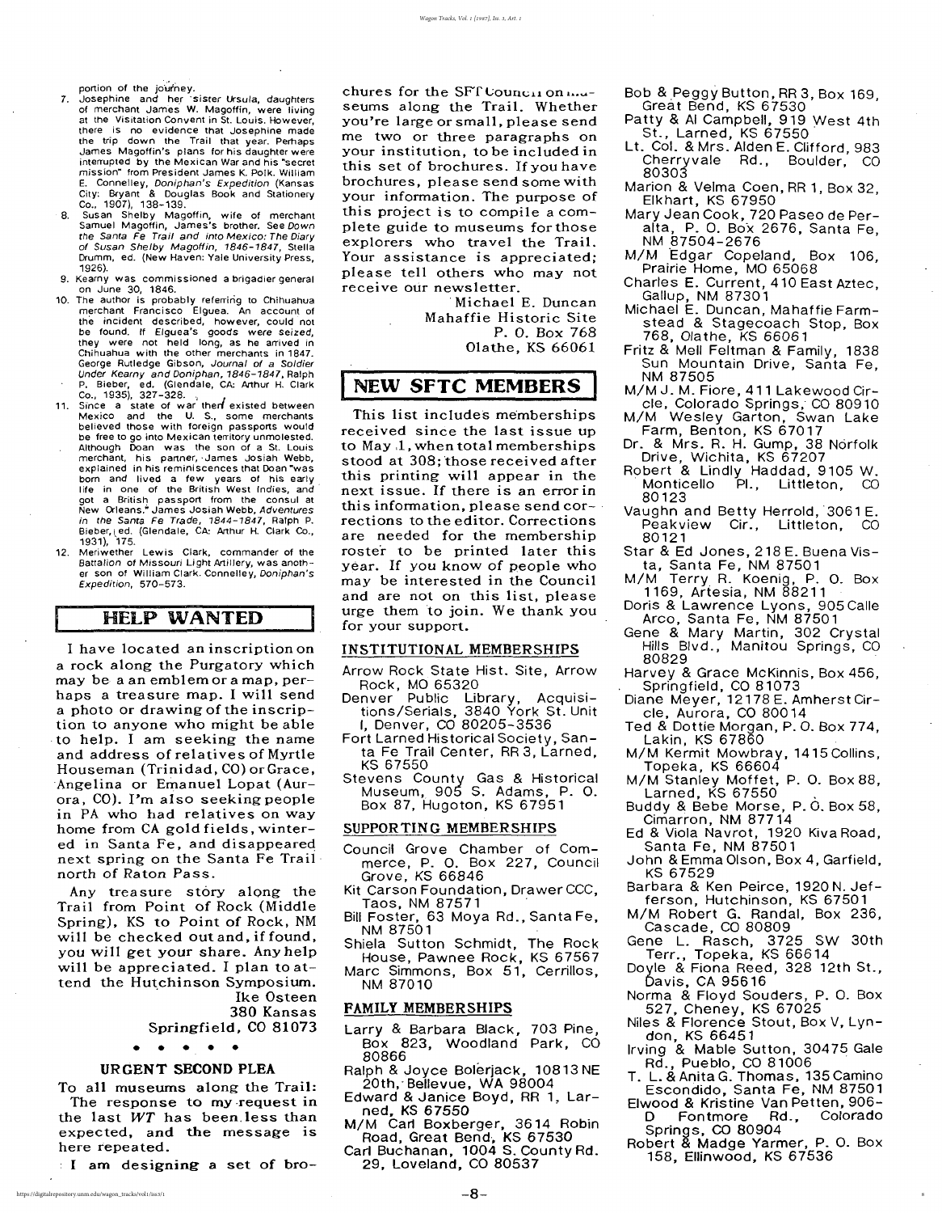portion of the journey.

7. Josephine and her sister Ursula, daughters of merchant James W. Magoffin, were living at the Visitation Convent in St. Louis. However, there is no evidence that Josephine made the trip down the Trail that year. Perhaps James Magoffin's plans for his daughter were interrupted by the Mexican War and his "secret mission" from President James K. Polk. William E. Connelley, *Doniphan's Expedition* (Kansas City: Bryant & Douglas Book and Stationery Co., 1907), 138-139.
8. Susan Shelby Magoffin, wife of merchant Samuel Magoffin, James's brother. See *Down the Santa Fe Trail and into Mexico: The Diary of Susan Shelby Magoffin, 1846-1847*, Stella Drumm, ed. (New Haven: Yale University Press, 1926).
9. Kearny was commissioned a brigadier general on June 30, 1846.
10. The author is probably referring to Chihuahua merchant Francisco Elguea. An account of the incident described, however, could not be found. If Elguea's goods were seized, they were not held long, as he arrived in Chihuahua with the other merchants in 1847. George Rutledge Gibson, *Journal of a Soldier Under Kearny and Doniphan, 1846-1847*, Ralph P. Bieber, ed. (Glendale, CA: Arthur H. Clark Co., 1935), 327-328.
11. Since a state of war then existed between Mexico and the U. S., some merchants believed those with foreign passports would be free to go into Mexican territory unmolested. Although Doan was the son of a St. Louis merchant, his partner, James Josiah Webb, explained in his reminiscences that Doan "was born and lived a few years of his early life in one of the British West Indies, and got a British passport from the consul at New Orleans." James Josiah Webb, *Adventures in the Santa Fe Trade, 1844-1847*, Ralph P. Bieber, ed. (Glendale, CA: Arthur H. Clark Co., 1931), 175.
12. Meriwether Lewis Clark, commander of the Battalion of Missouri Light Artillery, was another son of William Clark. Connelley, *Doniphan's Expedition*, 570-573.

## HELP WANTED

I have located an inscription on a rock along the Purgatory which may be a an emblem or a map, perhaps a treasure map. I will send a photo or drawing of the inscription to anyone who might be able to help. I am seeking the name and address of relatives of Myrtle Houseman (Trinidad, CO) or Grace, Angelina or Emanuel Lopat (Aurora, CO). I'm also seeking people in PA who had relatives on way home from CA gold fields, wintered in Santa Fe, and disappeared next spring on the Santa Fe Trail north of Raton Pass.

Any treasure story along the Trail from Point of Rock (Middle Spring), KS to Point of Rock, NM will be checked out and, if found, you will get your share. Any help will be appreciated. I plan to attend the Hutchinson Symposium.

Ike Osteen
380 Kansas
Springfield, CO 81073

• • • • •

### URGENT SECOND PLEA

To all museums along the Trail:

The response to my request in the last issue of *WT* has been less than expected, and the message is here repeated.

I am designing a set of brochures for the SFT Council on museums along the Trail. Whether you're large or small, please send me two or three paragraphs on your institution, to be included in this set of brochures. If you have brochures, please send some with your information. The purpose of this project is to compile a complete guide to museums for those explorers who travel the Trail. Your assistance is appreciated; please tell others who may not receive our newsletter.

Michael E. Duncan
Mahaffie Historic Site
P. O. Box 768
Olathe, KS 66061

## NEW SFTC MEMBERS

This list includes memberships received since the last issue up to May 1, when total memberships stood at 308; those received after this printing will appear in the next issue. If there is an error in this information, please send corrections to the editor. Corrections are needed for the membership roster to be printed later this year. If you know of people who may be interested in the Council and are not on this list, please urge them to join. We thank you for your support.

### INSTITUTIONAL MEMBERSHIPS

Arrow Rock State Hist. Site, Arrow Rock, MO 65320
Denver Public Library, Acquisitions/Serials, 3840 York St. Unit I, Denver, CO 80205-3536
Fort Larned Historical Society, Santa Fe Trail Center, RR 3, Larned, KS 67550
Stevens County Gas & Historical Museum, 905 S. Adams, P. O. Box 87, Hugoton, KS 67951

### SUPPORTING MEMBERSHIPS

Council Grove Chamber of Commerce, P. O. Box 227, Council Grove, KS 66846
Kit Carson Foundation, Drawer CCC, Taos, NM 87571
Bill Foster, 63 Moya Rd., Santa Fe, NM 87501
Shiela Sutton Schmidt, The Rock House, Pawnee Rock, KS 67567
Marc Simmons, Box 51, Cerrillos, NM 87010

### FAMILY MEMBERSHIPS

Larry & Barbara Black, 703 Pine, Box 823, Woodland Park, CO 80866
Ralph & Joyce Bolerjack, 10813 NE 20th, Bellevue, WA 98004
Edward & Janice Boyd, RR 1, Larned, KS 67550
M/M Carl Boxberger, 3614 Robin Road, Great Bend, KS 67530
Carl Buchanan, 1004 S. County Rd. 29, Loveland, CO 80537
Bob & Peggy Button, RR 3, Box 169, Great Bend, KS 67530
Patty & Al Campbell, 919 West 4th St., Larned, KS 67550
Lt. Col. & Mrs. Alden E. Clifford, 983 Cherryvale Rd., Boulder, CO 80303
Marion & Velma Coen, RR 1, Box 32, Elkhart, KS 67950
Mary Jean Cook, 720 Paseo de Peralta, P. O. Box 2676, Santa Fe, NM 87504-2676
M/M Edgar Copeland, Box 106, Prairie Home, MO 65068
Charles E. Current, 410 East Aztec, Gallup, NM 87301
Michael E. Duncan, Mahaffie Farmstead & Stagecoach Stop, Box 768, Olathe, KS 66061
Fritz & Mell Feltman & Family, 1838 Sun Mountain Drive, Santa Fe, NM 87505
M/M J. M. Fiore, 411 Lakewood Circle, Colorado Springs, CO 80910
M/M Wesley Garton, Swan Lake Farm, Benton, KS 67017
Dr. & Mrs. R. H. Gump, 38 Norfolk Drive, Wichita, KS 67207
Robert & Lindly Haddad, 9105 W. Monticello Pl., Littleton, CO 80123
Vaughn and Betty Herrold, 3061 E. Peakview Cir., Littleton, CO 80121
Star & Ed Jones, 218 E. Buena Vista, Santa Fe, NM 87501
M/M Terry R. Koenig, P. O. Box 1169, Artesia, NM 88211
Doris & Lawrence Lyons, 905 Calle Arco, Santa Fe, NM 87501
Gene & Mary Martin, 302 Crystal Hills Blvd., Manitou Springs, CO 80829
Harvey & Grace McKinnis, Box 456, Springfield, CO 81073
Diane Meyer, 12178 E. Amherst Circle, Aurora, CO 80014
Ted & Dottie Morgan, P. O. Box 774, Lakin, KS 67860
M/M Kermit Mowbray, 1415 Collins, Topeka, KS 66604
M/M Stanley Moffet, P. O. Box 88, Larned, KS 67550
Buddy & Bebe Morse, P. O. Box 58, Cimarron, NM 87714
Ed & Viola Navrot, 1920 Kiva Road, Santa Fe, NM 87501
John & Emma Olson, Box 4, Garfield, KS 67529
Barbara & Ken Peirce, 1920 N. Jefferson, Hutchinson, KS 67501
M/M Robert G. Randal, Box 236, Cascade, CO 80809
Gene L. Rasch, 3725 SW 30th Terr., Topeka, KS 66614
Doyle & Fiona Reed, 328 12th St., Davis, CA 95616
Norma & Floyd Souders, P. O. Box 527, Cheney, KS 67025
Niles & Florence Stout, Box V, Lyndon, KS 66451
Irving & Mable Sutton, 30475 Gale Rd., Pueblo, CO 81006
T. L. & Anita G. Thomas, 135 Camino Escondido, Santa Fe, NM 87501
Elwood & Kristine Van Petten, 906-D Fontmore Rd., Colorado Springs, CO 80904
Robert & Madge Yarmer, P. O. Box 158, Ellinwood, KS 67536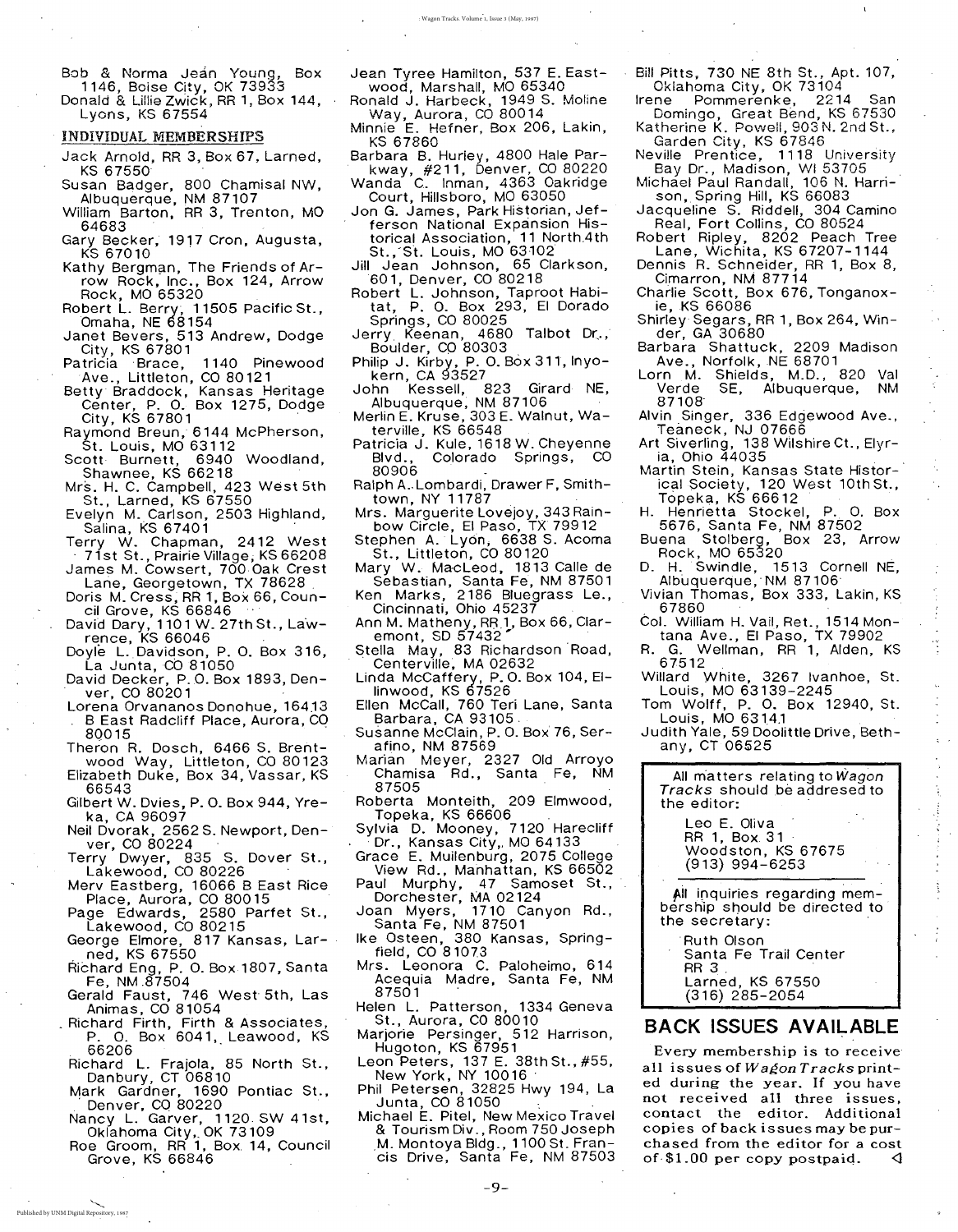Bob & Norma Jean Young, Box 1146, Boise City, OK 73933
Donald & Lillie Zwick, RR 1, Box 144, Lyons, KS 67554

## INDIVIDUAL MEMBERSHIPS

Jack Arnold, RR 3, Box 67, Larned, KS 67550
Susan Badger, 800 Chamisal NW, Albuquerque, NM 87107
William Barton, RR 3, Trenton, MO 64683
Gary Becker, 1917 Cron, Augusta, KS 67010
Kathy Bergman, The Friends of Arrow Rock, Inc., Box 124, Arrow Rock, MO 65320
Robert L. Berry, 11505 Pacific St., Omaha, NE 68154
Janet Bevers, 513 Andrew, Dodge City, KS 67801
Patricia Brace, 1140 Pinewood Ave., Littleton, CO 80121
Betty Braddock, Kansas Heritage Center, P. O. Box 1275, Dodge City, KS 67801
Raymond Breun, 6144 McPherson, St. Louis, MO 63112
Scott Burnett, 6940 Woodland, Shawnee, KS 66218
Mrs. H. C. Campbell, 423 West 5th St., Larned, KS 67550
Evelyn M. Carlson, 2503 Highland, Salina, KS 67401
Terry W. Chapman, 2412 West 71st St., Prairie Village, KS 66208
James M. Cowsert, 700 Oak Crest Lane, Georgetown, TX 78628
Doris M. Cress, RR 1, Box 66, Council Grove, KS 66846
David Dary, 1101 W. 27th St., Lawrence, KS 66046
Doyle L. Davidson, P. O. Box 316, La Junta, CO 81050
David Decker, P. O. Box 1893, Denver, CO 80201
Lorena Orvananos Donohue, 16413 B East Radcliff Place, Aurora, CO 80015
Theron R. Dosch, 6466 S. Brentwood Way, Littleton, CO 80123
Elizabeth Duke, Box 34, Vassar, KS 66543
Gilbert W. Dvies, P. O. Box 944, Yreka, CA 96097
Neil Dvorak, 2562 S. Newport, Denver, CO 80224
Terry Dwyer, 835 S. Dover St., Lakewood, CO 80226
Merv Eastberg, 16066 B East Rice Place, Aurora, CO 80015
Page Edwards, 2580 Parfet St., Lakewood, CO 80215
George Elmore, 817 Kansas, Larned, KS 67550
Richard Eng, P. O. Box 1807, Santa Fe, NM 87504
Gerald Faust, 746 West 5th, Las Animas, CO 81054
Richard Firth, Firth & Associates, P. O. Box 6041, Leawood, KS 66206
Richard L. Frajola, 85 North St., Danbury, CT 06810
Mark Gardner, 1690 Pontiac St., Denver, CO 80220
Nancy L. Garver, 1120 SW 41st, Oklahoma City, OK 73109
Roe Groom, RR 1, Box 14, Council Grove, KS 66846
Jean Tyree Hamilton, 537 E. Eastwood, Marshall, MO 65340
Ronald J. Harbeck, 1949 S. Moline Way, Aurora, CO 80014
Minnie E. Hefner, Box 206, Lakin, KS 67860
Barbara B. Hurley, 4800 Hale Parkway, #211, Denver, CO 80220
Wanda C. Inman, 4363 Oakridge Court, Hillsboro, MO 63050
Jon G. James, Park Historian, Jefferson National Expansion Historical Association, 11 North 4th St., St. Louis, MO 63102
Jill Jean Johnson, 65 Clarkson, 601, Denver, CO 80218
Robert L. Johnson, Taproot Habitat, P. O. Box 293, El Dorado Springs, CO 80025
Jerry Keenan, 4680 Talbot Dr., Boulder, CO 80303
Philip J. Kirby, P. O. Box 311, Inyokern, CA 93527
John Kessell, 823 Girard NE, Albuquerque, NM 87106
Merlin E. Kruse, 303 E. Walnut, Waterville, KS 66548
Patricia J. Kule, 1618 W. Cheyenne Blvd., Colorado Springs, CO 80906
Ralph A. Lombardi, Drawer F, Smithtown, NY 11787
Mrs. Marguerite Lovejoy, 343 Rainbow Circle, El Paso, TX 79912
Stephen A. Lyon, 6638 S. Acoma St., Littleton, CO 80120
Mary W. MacLeod, 1813 Calle de Sebastian, Santa Fe, NM 87501
Ken Marks, 2186 Bluegrass Le., Cincinnati, Ohio 45237
Ann M. Matheny, RR 1, Box 66, Claremont, SD 57432
Stella May, 83 Richardson Road, Centerville, MA 02632
Linda McCaffery, P. O. Box 104, Ellinwood, KS 67526
Ellen McCall, 760 Teri Lane, Santa Barbara, CA 93105
Susanne McClain, P. O. Box 76, Serafino, NM 87569
Marian Meyer, 2327 Old Arroyo Chamisa Rd., Santa Fe, NM 87505
Roberta Monteith, 209 Elmwood, Topeka, KS 66606
Sylvia D. Mooney, 7120 Harecliff Dr., Kansas City, MO 64133
Grace E. Muilenburg, 2075 College View Rd., Manhattan, KS 66502
Paul Murphy, 47 Samoset St., Dorchester, MA 02124
Joan Myers, 1710 Canyon Rd., Santa Fe, NM 87501
Ike Osteen, 380 Kansas, Springfield, CO 81073
Mrs. Leonora C. Paloheimo, 614 Acequia Madre, Santa Fe, NM 87501
Helen L. Patterson, 1334 Geneva St., Aurora, CO 80010
Marjorie Persinger, 512 Harrison, Hugoton, KS 67951
Leon Peters, 137 E. 38th St., #55, New York, NY 10016
Phil Petersen, 32825 Hwy 194, La Junta, CO 81050
Michael E. Pitel, New Mexico Travel & Tourism Div., Room 750 Joseph M. Montoya Bldg., 1100 St. Francis Drive, Santa Fe, NM 87503
Bill Pitts, 730 NE 8th St., Apt. 107, Oklahoma City, OK 73104
Irene Pommerenke, 2214 San Domingo, Great Bend, KS 67530
Katherine K. Powell, 903 N. 2nd St., Garden City, KS 67846
Neville Prentice, 1118 University Bay Dr., Madison, WI 53705
Michael Paul Randall, 106 N. Harrison, Spring Hill, KS 66083
Jacqueline S. Riddell, 304 Camino Real, Fort Collins, CO 80524
Robert Ripley, 8202 Peach Tree Lane, Wichita, KS 67207-1144
Dennis R. Schneider, RR 1, Box 8, Cimarron, NM 87714
Charlie Scott, Box 676, Tonganoxie, KS 66086
Shirley Segars, RR 1, Box 264, Winder, GA 30680
Barbara Shattuck, 2209 Madison Ave., Norfolk, NE 68701
Lorn M. Shields, M.D., 820 Val Verde SE, Albuquerque, NM 87108
Alvin Singer, 336 Edgewood Ave., Teaneck, NJ 07666
Art Siverling, 138 Wilshire Ct., Elyria, Ohio 44035
Martin Stein, Kansas State Historical Society, 120 West 10th St., Topeka, KS 66612
H. Henrietta Stockel, P. O. Box 5676, Santa Fe, NM 87502
Buena Stolberg, Box 23, Arrow Rock, MO 65320
D. H. Swindle, 1513 Cornell NE, Albuquerque, NM 87106
Vivian Thomas, Box 333, Lakin, KS 67860
Col. William H. Vail, Ret., 1514 Montana Ave., El Paso, TX 79902
R. G. Wellman, RR 1, Alden, KS 67512
Willard White, 3267 Ivanhoe, St. Louis, MO 63139-2245
Tom Wolff, P. O. Box 12940, St. Louis, MO 63141
Judith Yale, 59 Doolittle Drive, Bethany, CT 06525

All matters relating to *Wagon Tracks* should be addresed to the editor:

Leo E. Oliva
RR 1, Box 31
Woodston, KS 67675
(913) 994-6253

All inquiries regarding membership should be directed to the secretary:

Ruth Olson
Santa Fe Trail Center
RR 3
Larned, KS 67550
(316) 285-2054

## BACK ISSUES AVAILABLE

Every membership is to receive all issues of *Wagon Tracks* printed during the year. If you have not received all three issues, contact the editor. Additional copies of back issues may be purchased from the editor for a cost of $1.00 per copy postpaid.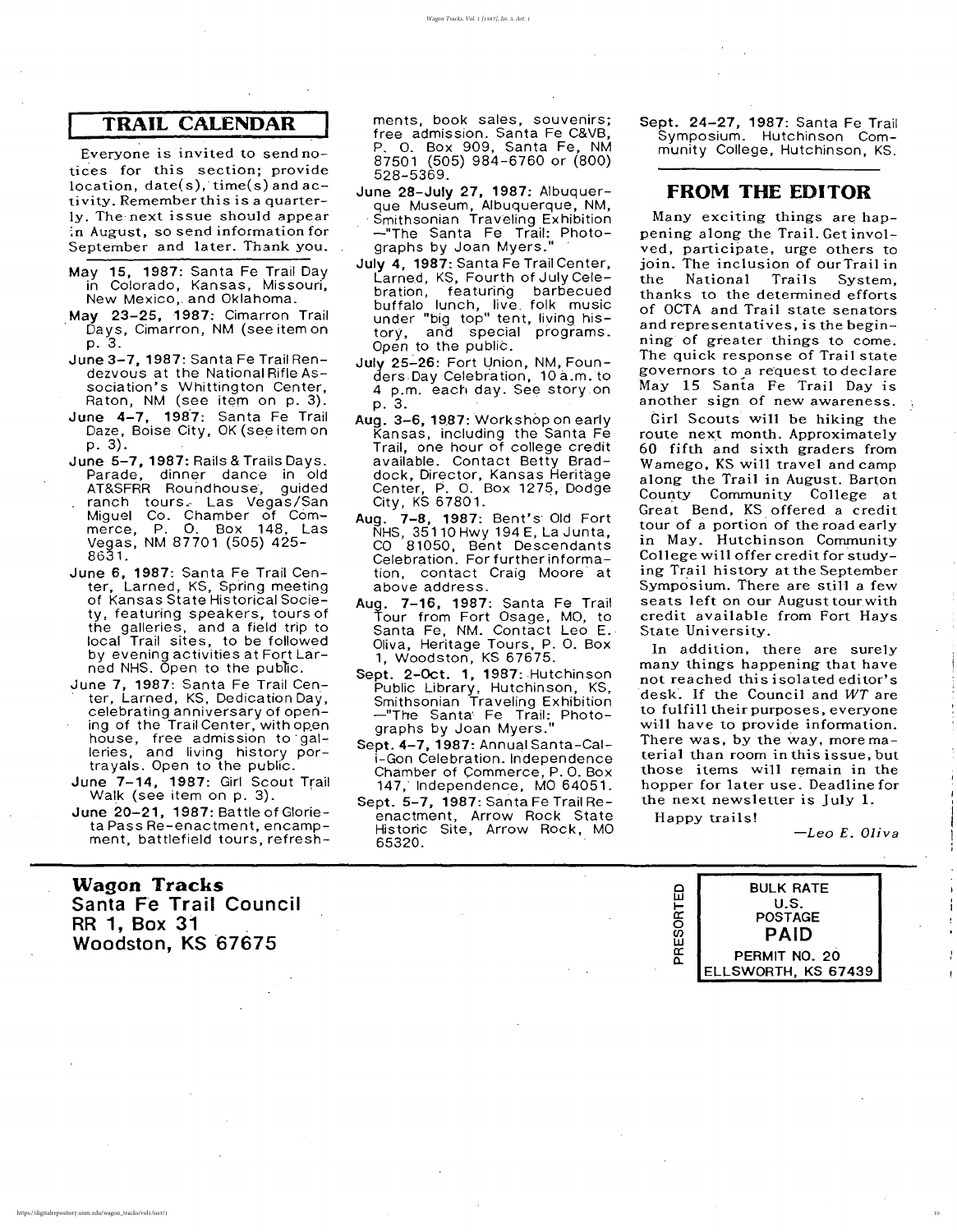## TRAIL CALENDAR

Everyone is invited to send notices for this section; provide location, date(s), time(s) and activity. Remember this is a quarterly. The next issue should appear in August, so send information for September and later. Thank you.

**May 15, 1987:** Santa Fe Trail Day in Colorado, Kansas, Missouri, New Mexico, and Oklahoma.

**May 23-25, 1987:** Cimarron Trail Days, Cimarron, NM (see item on p. 3.

**June 3-7, 1987:** Santa Fe Trail Rendezvous at the National Rifle Association's Whittington Center, Raton, NM (see item on p. 3).

**June 4-7, 1987:** Santa Fe Trail Daze, Boise City, OK (see item on p. 3).

**June 5-7, 1987:** Rails & Trails Days. Parade, dinner dance in old AT&SFRR Roundhouse, guided ranch tours. Las Vegas/San Miguel Co. Chamber of Commerce, P. O. Box 148, Las Vegas, NM 87701 (505) 425-8631.

**June 6, 1987:** Santa Fe Trail Center, Larned, KS, Spring meeting of Kansas State Historical Society, featuring speakers, tours of the galleries, and a field trip to local Trail sites, to be followed by evening activities at Fort Larned NHS. Open to the public.

**June 7, 1987:** Santa Fe Trail Center, Larned, KS, Dedication Day, celebrating anniversary of opening of the Trail Center, with open house, free admission to galleries, and living history portrayals. Open to the public.

**June 7-14, 1987:** Girl Scout Trail Walk (see item on p. 3).

**June 20-21, 1987:** Battle of Glorieta Pass Re-enactment, encampment, battlefield tours, refreshments, book sales, souvenirs; free admission. Santa Fe C&VB, P. O. Box 909, Santa Fe, NM 87501 (505) 984-6760 or (800) 528-5369.

**June 28-July 27, 1987:** Albuquerque Museum, Albuquerque, NM, Smithsonian Traveling Exhibition —"The Santa Fe Trail: Photographs by Joan Myers."

**July 4, 1987:** Santa Fe Trail Center, Larned, KS, Fourth of July Celebration, featuring barbecued buffalo lunch, live folk music under "big top" tent, living history, and special programs. Open to the public.

**July 25-26:** Fort Union, NM, Founders Day Celebration, 10 a.m. to 4 p.m. each day. See story on p. 3.

**Aug. 3-6, 1987:** Workshop on early Kansas, including the Santa Fe Trail, one hour of college credit available. Contact Betty Braddock, Director, Kansas Heritage Center, P. O. Box 1275, Dodge City, KS 67801.

**Aug. 7-8, 1987:** Bent's Old Fort NHS, 35110 Hwy 194 E, La Junta, CO 81050, Bent Descendants Celebration. For further information, contact Craig Moore at above address.

**Aug. 7-16, 1987:** Santa Fe Trail Tour from Fort Osage, MO, to Santa Fe, NM. Contact Leo E. Oliva, Heritage Tours, P. O. Box 1, Woodston, KS 67675.

**Sept. 2-Oct. 1, 1987:** Hutchinson Public Library, Hutchinson, KS, Smithsonian Traveling Exhibition —"The Santa Fe Trail: Photographs by Joan Myers."

**Sept. 4-7, 1987:** Annual Santa-Cal-i-Gon Celebration. Independence Chamber of Commerce, P. O. Box 147, Independence, MO 64051.

**Sept. 5-7, 1987:** Santa Fe Trail Reenactment, Arrow Rock State Historic Site, Arrow Rock, MO 65320.

**Sept. 24-27, 1987:** Santa Fe Trail Symposium. Hutchinson Community College, Hutchinson, KS.

## FROM THE EDITOR

Many exciting things are happening along the Trail. Get involved, participate, urge others to join. The inclusion of our Trail in the National Trails System, thanks to the determined efforts of OCTA and Trail state senators and representatives, is the beginning of greater things to come. The quick response of Trail state governors to a request to declare May 15 Santa Fe Trail Day is another sign of new awareness.

Girl Scouts will be hiking the route next month. Approximately 60 fifth and sixth graders from Wamego, KS will travel and camp along the Trail in August. Barton County Community College at Great Bend, KS offered a credit tour of a portion of the road early in May. Hutchinson Community College will offer credit for studying Trail history at the September Symposium. There are still a few seats left on our August tour with credit available from Fort Hays State University.

In addition, there are surely many things happening that have not reached this isolated editor's desk. If the Council and *WT* are to fulfill their purposes, everyone will have to provide information. There was, by the way, more material than room in this issue, but those items will remain in the hopper for later use. Deadline for the next newsletter is July 1.

Happy trails!

*—Leo E. Oliva*

**Wagon Tracks**
**Santa Fe Trail Council**
**RR 1, Box 31**
**Woodston, KS 67675**

PRESORTED

BULK RATE
U.S.
POSTAGE
**PAID**
PERMIT NO. 20
ELLSWORTH, KS 67439